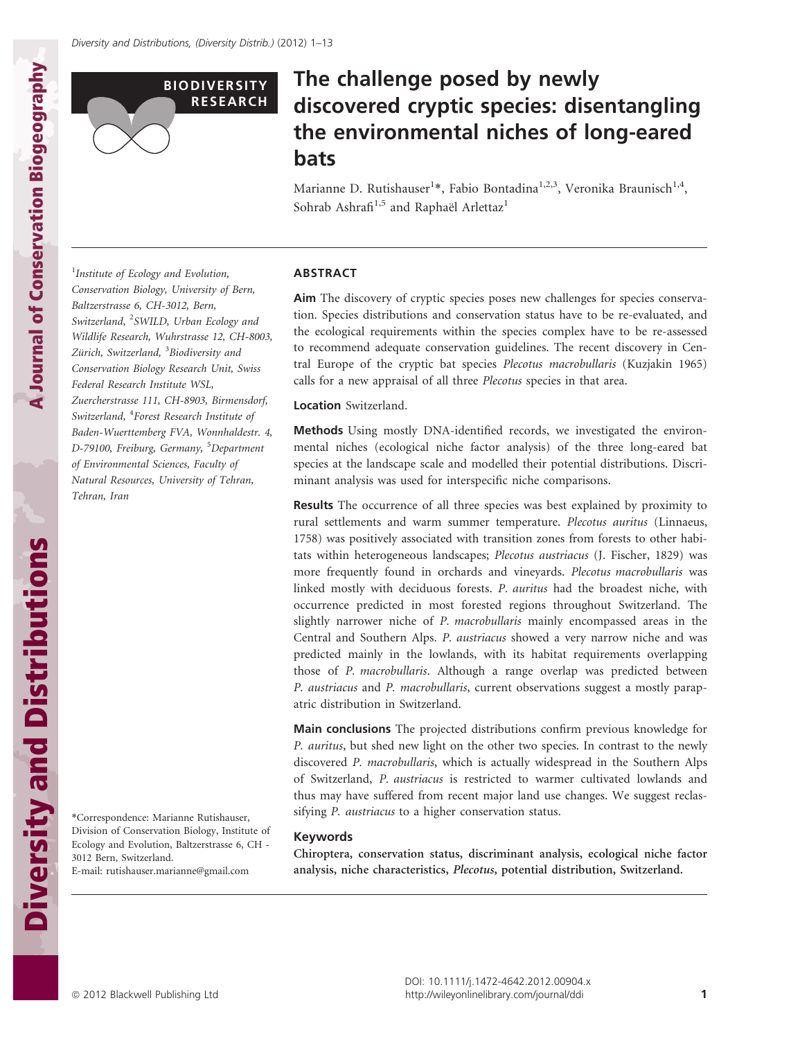BIODIVERSITY RESEARCH

# The challenge posed by newly discovered cryptic species: disentangling the environmental niches of long-eared bats

Marianne D. Rutishauser[1]*, Fabio Bontadina[1,2,3], Veronika Braunisch[1,4], Sohrab Ashrafi[1,5] and Raphaël Arletaz[1]

[1]Institute of Ecology and Evolution, Conservation Biology, University of Bern, Baltzerstrasse 6, CH-3012, Bern, Switzerland, [2]SWILD, Urban Ecology and Wildlife Research, Wuhrstrasse 12, CH-8003, Zürich, Switzerland, [3]Biodiversity and Conservation Biology Research Unit, Swiss Federal Research Institute WSL, Zuercherstrasse 111, CH-8903, Birmensdorf, Switzerland, [4]Forest Research Institute of Baden-Wuerttemberg FVA, Wonnhaldestr. 4, D-79100, Freiburg, Germany, [5]Department of Environmental Sciences, Faculty of Natural Resources, University of Tehran, Tehran, Iran

*Correspondence: Marianne Rutishauser, Division of Conservation Biology, Institute of Ecology and Evolution, Baltzerstrasse 6, CH - 3012 Bern, Switzerland.
E-mail: rutishauser.marianne@gmail.com

## ABSTRACT

**Aim** The discovery of cryptic species poses new challenges for species conservation. Species distributions and conservation status have to be re-evaluated, and the ecological requirements within the species complex have to be re-assessed to recommend adequate conservation guidelines. The recent discovery in Central Europe of the cryptic bat species *Plecotus macrobullaris* (Kuzjakin 1965) calls for a new appraisal of all three *Plecotus* species in that area.

**Location** Switzerland.

**Methods** Using mostly DNA-identified records, we investigated the environmental niches (ecological niche factor analysis) of the three long-eared bat species at the landscape scale and modelled their potential distributions. Discriminant analysis was used for interspecific niche comparisons.

**Results** The occurrence of all three species was best explained by proximity to rural settlements and warm summer temperature. *Plecotus auritus* (Linnaeus, 1758) was positively associated with transition zones from forests to other habitats within heterogeneous landscapes; *Plecotus austriacus* (J. Fischer, 1829) was more frequently found in orchards and vineyards. *Plecotus macrobullaris* was linked mostly with deciduous forests. *P. auritus* had the broadest niche, with occurrence predicted in most forested regions throughout Switzerland. The slightly narrower niche of *P. macrobullaris* mainly encompassed areas in the Central and Southern Alps. *P. austriacus* showed a very narrow niche and was predicted mainly in the lowlands, with its habitat requirements overlapping those of *P. macrobullaris*. Although a range overlap was predicted between *P. austriacus* and *P. macrobullaris*, current observations suggest a mostly parapatric distribution in Switzerland.

**Main conclusions** The projected distributions confirm previous knowledge for *P. auritus*, but shed new light on the other two species. In contrast to the newly discovered *P. macrobullaris*, which is actually widespread in the Southern Alps of Switzerland, *P. austriacus* is restricted to warmer cultivated lowlands and thus may have suffered from recent major land use changes. We suggest reclassifying *P. austriacus* to a higher conservation status.

### Keywords

**Chiroptera, conservation status, discriminant analysis, ecological niche factor analysis, niche characteristics, *Plecotus*, potential distribution, Switzerland.**

DOI: 10.1111/j.1472-4642.2012.00904.x
http://wileyonlinelibrary.com/journal/ddi

© 2012 Blackwell Publishing Ltd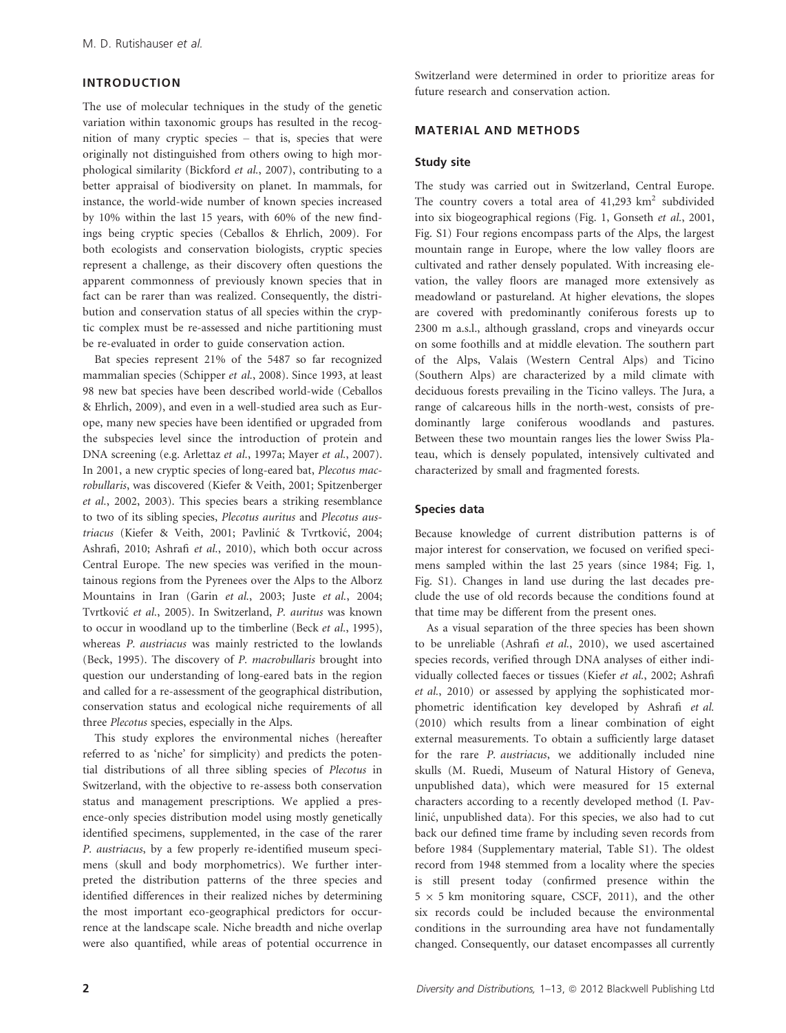## INTRODUCTION

The use of molecular techniques in the study of the genetic variation within taxonomic groups has resulted in the recognition of many cryptic species – that is, species that were originally not distinguished from others owing to high morphological similarity (Bickford *et al.*, 2007), contributing to a better appraisal of biodiversity on planet. In mammals, for instance, the world-wide number of known species increased by 10% within the last 15 years, with 60% of the new findings being cryptic species (Ceballos & Ehrlich, 2009). For both ecologists and conservation biologists, cryptic species represent a challenge, as their discovery often questions the apparent commonness of previously known species that in fact can be rarer than was realized. Consequently, the distribution and conservation status of all species within the cryptic complex must be re-assessed and niche partitioning must be re-evaluated in order to guide conservation action.

Bat species represent 21% of the 5487 so far recognized mammalian species (Schipper *et al.*, 2008). Since 1993, at least 98 new bat species have been described world-wide (Ceballos & Ehrlich, 2009), and even in a well-studied area such as Europe, many new species have been identified or upgraded from the subspecies level since the introduction of protein and DNA screening (e.g. Arlettaz *et al.*, 1997a; Mayer *et al.*, 2007). In 2001, a new cryptic species of long-eared bat, *Plecotus macrobullaris*, was discovered (Kiefer & Veith, 2001; Spitzenberger *et al.*, 2002, 2003). This species bears a striking resemblance to two of its sibling species, *Plecotus auritus* and *Plecotus austriacus* (Kiefer & Veith, 2001; Pavlinić & Tvrtković, 2004; Ashrafi, 2010; Ashrafi *et al.*, 2010), which both occur across Central Europe. The new species was verified in the mountainous regions from the Pyrenees over the Alps to the Alborz Mountains in Iran (Garin *et al.*, 2003; Juste *et al.*, 2004; Tvrtković *et al.*, 2005). In Switzerland, *P. auritus* was known to occur in woodland up to the timberline (Beck *et al.*, 1995), whereas *P. austriacus* was mainly restricted to the lowlands (Beck, 1995). The discovery of *P. macrobullaris* brought into question our understanding of long-eared bats in the region and called for a re-assessment of the geographical distribution, conservation status and ecological niche requirements of all three *Plecotus* species, especially in the Alps.

This study explores the environmental niches (hereafter referred to as 'niche' for simplicity) and predicts the potential distributions of all three sibling species of *Plecotus* in Switzerland, with the objective to re-assess both conservation status and management prescriptions. We applied a presence-only species distribution model using mostly genetically identified specimens, supplemented, in the case of the rarer *P. austriacus*, by a few properly re-identified museum specimens (skull and body morphometrics). We further interpreted the distribution patterns of the three species and identified differences in their realized niches by determining the most important eco-geographical predictors for occurrence at the landscape scale. Niche breadth and niche overlap were also quantified, while areas of potential occurrence in Switzerland were determined in order to prioritize areas for future research and conservation action.

## MATERIAL AND METHODS

### Study site

The study was carried out in Switzerland, Central Europe. The country covers a total area of 41,293 km$^2$ subdivided into six biogeographical regions (Fig. 1, Gonseth *et al.*, 2001, Fig. S1) Four regions encompass parts of the Alps, the largest mountain range in Europe, where the low valley floors are cultivated and rather densely populated. With increasing elevation, the valley floors are managed more extensively as meadowland or pastureland. At higher elevations, the slopes are covered with predominantly coniferous forests up to 2300 m a.s.l., although grassland, crops and vineyards occur on some foothills and at middle elevation. The southern part of the Alps, Valais (Western Central Alps) and Ticino (Southern Alps) are characterized by a mild climate with deciduous forests prevailing in the Ticino valleys. The Jura, a range of calcareous hills in the north-west, consists of predominantly large coniferous woodlands and pastures. Between these two mountain ranges lies the lower Swiss Plateau, which is densely populated, intensively cultivated and characterized by small and fragmented forests.

### Species data

Because knowledge of current distribution patterns is of major interest for conservation, we focused on verified specimens sampled within the last 25 years (since 1984; Fig. 1, Fig. S1). Changes in land use during the last decades preclude the use of old records because the conditions found at that time may be different from the present ones.

As a visual separation of the three species has been shown to be unreliable (Ashrafi *et al.*, 2010), we used ascertained species records, verified through DNA analyses of either individually collected faeces or tissues (Kiefer *et al.*, 2002; Ashrafi *et al.*, 2010) or assessed by applying the sophisticated morphometric identification key developed by Ashrafi *et al.* (2010) which results from a linear combination of eight external measurements. To obtain a sufficiently large dataset for the rare *P. austriacus*, we additionally included nine skulls (M. Ruedi, Museum of Natural History of Geneva, unpublished data), which were measured for 15 external characters according to a recently developed method (I. Pavlinić, unpublished data). For this species, we also had to cut back our defined time frame by including seven records from before 1984 (Supplementary material, Table S1). The oldest record from 1948 stemmed from a locality where the species is still present today (confirmed presence within the $5 \times 5$ km monitoring square, CSCF, 2011), and the other six records could be included because the environmental conditions in the surrounding area have not fundamentally changed. Consequently, our dataset encompasses all currently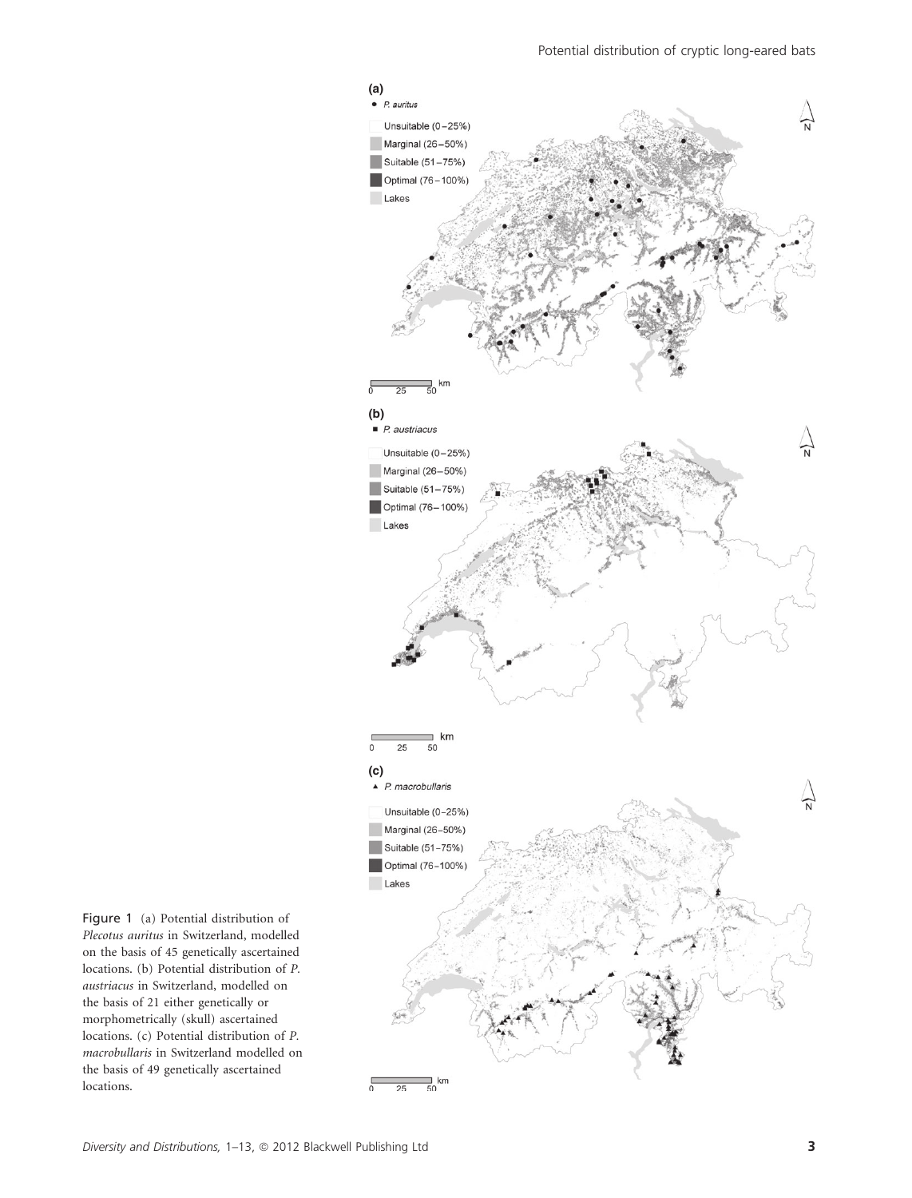Figure 1 (a) Potential distribution of *Plecotus auritus* in Switzerland, modelled on the basis of 45 genetically ascertained locations. (b) Potential distribution of *P. austriacus* in Switzerland, modelled on the basis of 21 either genetically or morphometrically (skull) ascertained locations. (c) Potential distribution of *P. macrobullaris* in Switzerland modelled on the basis of 49 genetically ascertained locations.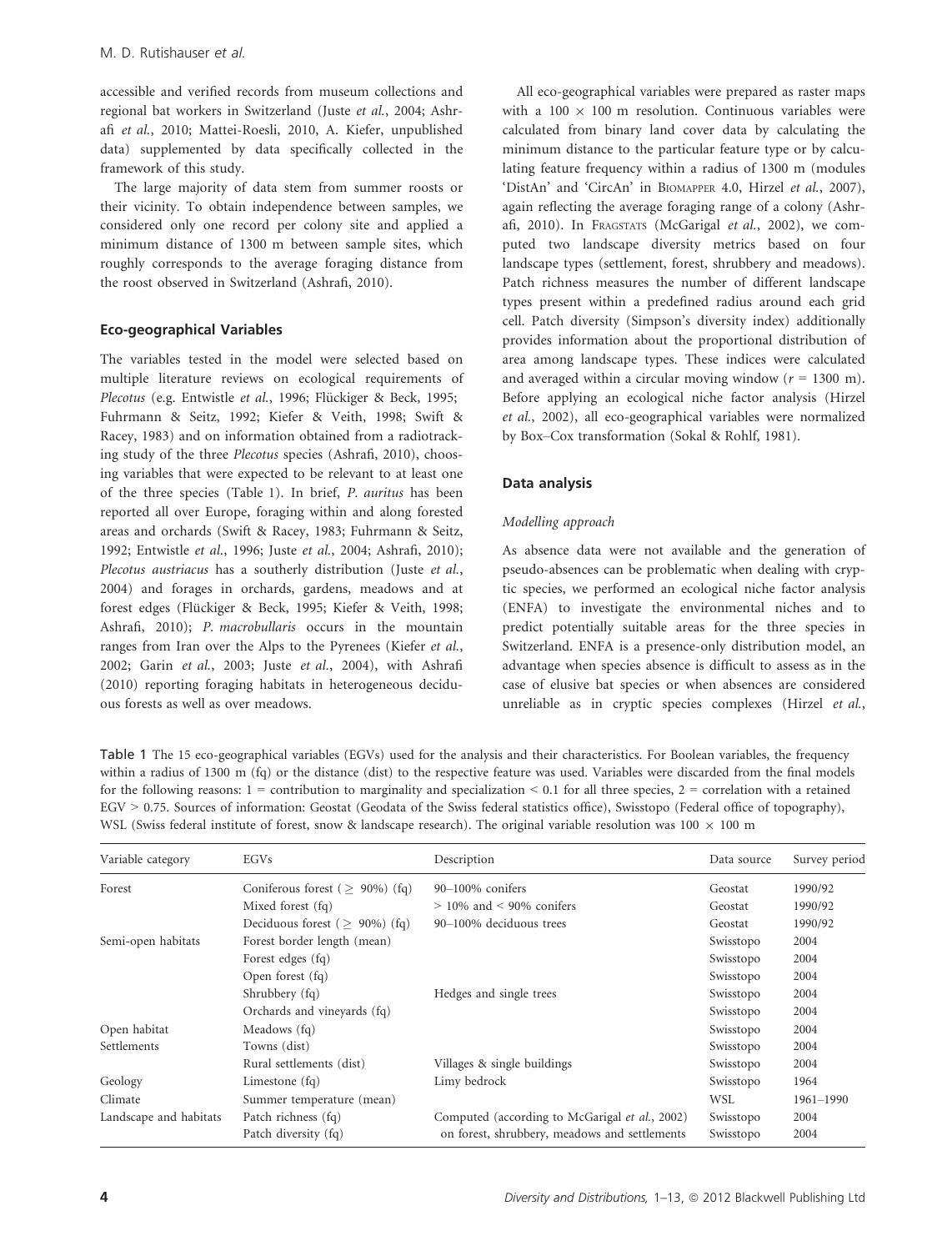accessible and verified records from museum collections and regional bat workers in Switzerland (Juste *et al.*, 2004; Ashrafi *et al.*, 2010; Mattei-Roesli, 2010, A. Kiefer, unpublished data) supplemented by data specifically collected in the framework of this study.

The large majority of data stem from summer roosts or their vicinity. To obtain independence between samples, we considered only one record per colony site and applied a minimum distance of 1300 m between sample sites, which roughly corresponds to the average foraging distance from the roost observed in Switzerland (Ashrafi, 2010).

### Eco-geographical Variables

The variables tested in the model were selected based on multiple literature reviews on ecological requirements of *Plecotus* (e.g. Entwistle *et al.*, 1996; Flückiger & Beck, 1995; Fuhrmann & Seitz, 1992; Kiefer & Veith, 1998; Swift & Racey, 1983) and on information obtained from a radiotracking study of the three *Plecotus* species (Ashrafi, 2010), choosing variables that were expected to be relevant to at least one of the three species (Table 1). In brief, *P. auritus* has been reported all over Europe, foraging within and along forested areas and orchards (Swift & Racey, 1983; Fuhrmann & Seitz, 1992; Entwistle *et al.*, 1996; Juste *et al.*, 2004; Ashrafi, 2010); *Plecotus austriacus* has a southerly distribution (Juste *et al.*, 2004) and forages in orchards, gardens, meadows and at forest edges (Flückiger & Beck, 1995; Kiefer & Veith, 1998; Ashrafi, 2010); *P. macrobullaris* occurs in the mountain ranges from Iran over the Alps to the Pyrenees (Kiefer *et al.*, 2002; Garin *et al.*, 2003; Juste *et al.*, 2004), with Ashrafi (2010) reporting foraging habitats in heterogeneous deciduous forests as well as over meadows.

All eco-geographical variables were prepared as raster maps with a 100 × 100 m resolution. Continuous variables were calculated from binary land cover data by calculating the minimum distance to the particular feature type or by calculating feature frequency within a radius of 1300 m (modules 'DistAn' and 'CircAn' in Biomapper 4.0, Hirzel *et al.*, 2007), again reflecting the average foraging range of a colony (Ashrafi, 2010). In Fragstats (McGarigal *et al.*, 2002), we computed two landscape diversity metrics based on four landscape types (settlement, forest, shrubbery and meadows). Patch richness measures the number of different landscape types present within a predefined radius around each grid cell. Patch diversity (Simpson's diversity index) additionally provides information about the proportional distribution of area among landscape types. These indices were calculated and averaged within a circular moving window ($r = 1300$ m). Before applying an ecological niche factor analysis (Hirzel *et al.*, 2002), all eco-geographical variables were normalized by Box–Cox transformation (Sokal & Rohlf, 1981).

### Data analysis

#### *Modelling approach*

As absence data were not available and the generation of pseudo-absences can be problematic when dealing with cryptic species, we performed an ecological niche factor analysis (ENFA) to investigate the environmental niches and to predict potentially suitable areas for the three species in Switzerland. ENFA is a presence-only distribution model, an advantage when species absence is difficult to assess as in the case of elusive bat species or when absences are considered unreliable as in cryptic species complexes (Hirzel *et al.*,

Table 1 The 15 eco-geographical variables (EGVs) used for the analysis and their characteristics. For Boolean variables, the frequency within a radius of 1300 m (fq) or the distance (dist) to the respective feature was used. Variables were discarded from the final models for the following reasons: 1 = contribution to marginality and specialization < 0.1 for all three species, 2 = correlation with a retained EGV > 0.75. Sources of information: Geostat (Geodata of the Swiss federal statistics office), Swisstopo (Federal office of topography), WSL (Swiss federal institute of forest, snow & landscape research). The original variable resolution was 100 × 100 m

| Variable category | EGVs | Description | Data source | Survey period |
|---|---|---|---|---|
| Forest | Coniferous forest (≥ 90%) (fq) | 90–100% conifers | Geostat | 1990/92 |
| | Mixed forest (fq) | > 10% and < 90% conifers | Geostat | 1990/92 |
| | Deciduous forest (≥ 90%) (fq) | 90–100% deciduous trees | Geostat | 1990/92 |
| Semi-open habitats | Forest border length (mean) | | Swisstopo | 2004 |
| | Forest edges (fq) | | Swisstopo | 2004 |
| | Open forest (fq) | | Swisstopo | 2004 |
| | Shrubbery (fq) | Hedges and single trees | Swisstopo | 2004 |
| | Orchards and vineyards (fq) | | Swisstopo | 2004 |
| Open habitat | Meadows (fq) | | Swisstopo | 2004 |
| Settlements | Towns (dist) | | Swisstopo | 2004 |
| | Rural settlements (dist) | Villages & single buildings | Swisstopo | 2004 |
| Geology | Limestone (fq) | Limy bedrock | Swisstopo | 1964 |
| Climate | Summer temperature (mean) | | WSL | 1961–1990 |
| Landscape and habitats | Patch richness (fq) | Computed (according to McGarigal *et al.*, 2002) | Swisstopo | 2004 |
| | Patch diversity (fq) | on forest, shrubbery, meadows and settlements | Swisstopo | 2004 |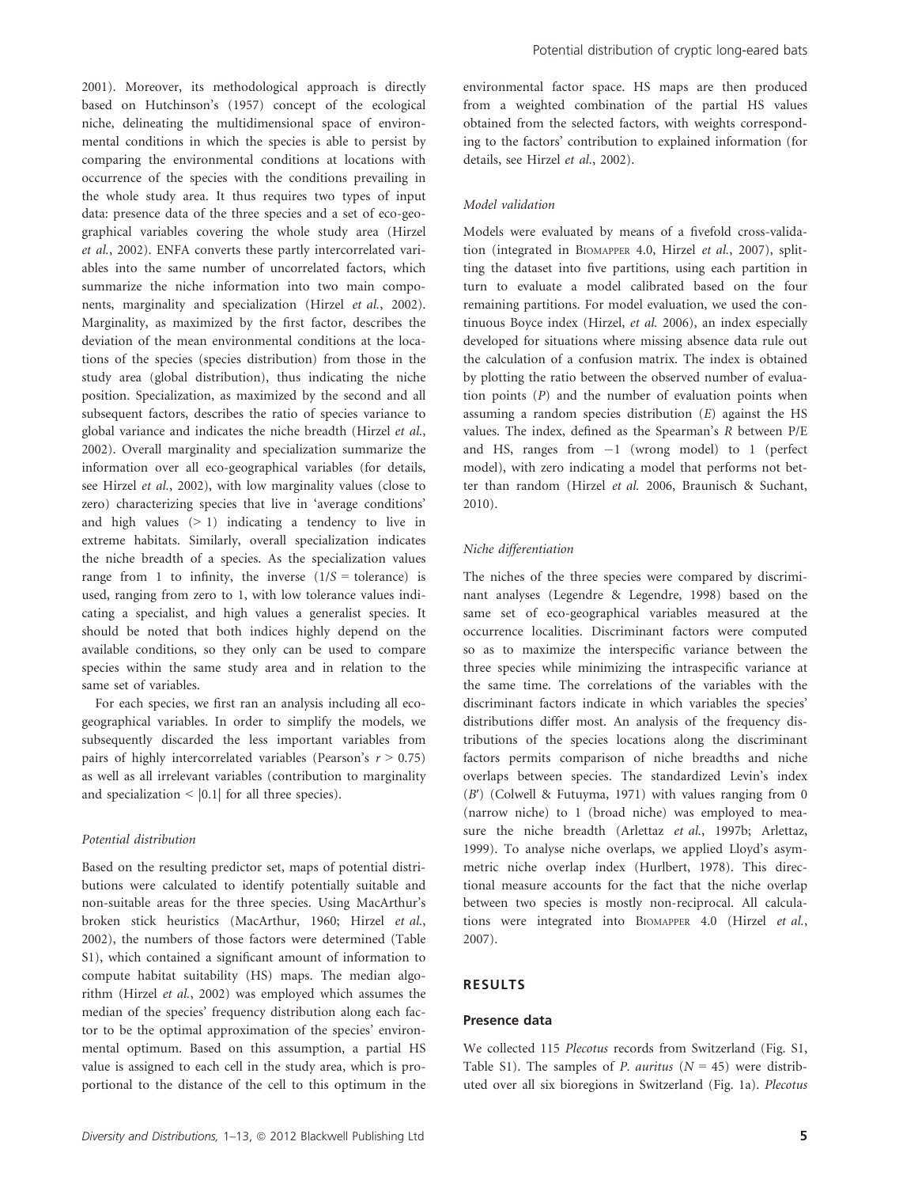2001). Moreover, its methodological approach is directly based on Hutchinson's (1957) concept of the ecological niche, delineating the multidimensional space of environmental conditions in which the species is able to persist by comparing the environmental conditions at locations with occurrence of the species with the conditions prevailing in the whole study area. It thus requires two types of input data: presence data of the three species and a set of eco-geographical variables covering the whole study area (Hirzel *et al.*, 2002). ENFA converts these partly intercorrelated variables into the same number of uncorrelated factors, which summarize the niche information into two main components, marginality and specialization (Hirzel *et al.*, 2002). Marginality, as maximized by the first factor, describes the deviation of the mean environmental conditions at the locations of the species (species distribution) from those in the study area (global distribution), thus indicating the niche position. Specialization, as maximized by the second and all subsequent factors, describes the ratio of species variance to global variance and indicates the niche breadth (Hirzel *et al.*, 2002). Overall marginality and specialization summarize the information over all eco-geographical variables (for details, see Hirzel *et al.*, 2002), with low marginality values (close to zero) characterizing species that live in 'average conditions' and high values ($> 1$) indicating a tendency to live in extreme habitats. Similarly, overall specialization indicates the niche breadth of a species. As the specialization values range from 1 to infinity, the inverse ($1/S$ = tolerance) is used, ranging from zero to 1, with low tolerance values indicating a specialist, and high values a generalist species. It should be noted that both indices highly depend on the available conditions, so they only can be used to compare species within the same study area and in relation to the same set of variables.

For each species, we first ran an analysis including all eco-geographical variables. In order to simplify the models, we subsequently discarded the less important variables from pairs of highly intercorrelated variables (Pearson's $r > 0.75$) as well as all irrelevant variables (contribution to marginality and specialization $< |0.1|$ for all three species).

### *Potential distribution*

Based on the resulting predictor set, maps of potential distributions were calculated to identify potentially suitable and non-suitable areas for the three species. Using MacArthur's broken stick heuristics (MacArthur, 1960; Hirzel *et al.*, 2002), the numbers of those factors were determined (Table S1), which contained a significant amount of information to compute habitat suitability (HS) maps. The median algorithm (Hirzel *et al.*, 2002) was employed which assumes the median of the species' frequency distribution along each factor to be the optimal approximation of the species' environmental optimum. Based on this assumption, a partial HS value is assigned to each cell in the study area, which is proportional to the distance of the cell to this optimum in the environmental factor space. HS maps are then produced from a weighted combination of the partial HS values obtained from the selected factors, with weights corresponding to the factors' contribution to explained information (for details, see Hirzel *et al.*, 2002).

### *Model validation*

Models were evaluated by means of a fivefold cross-validation (integrated in Biomapper 4.0, Hirzel *et al.*, 2007), splitting the dataset into five partitions, using each partition in turn to evaluate a model calibrated based on the four remaining partitions. For model evaluation, we used the continuous Boyce index (Hirzel, *et al.* 2006), an index especially developed for situations where missing absence data rule out the calculation of a confusion matrix. The index is obtained by plotting the ratio between the observed number of evaluation points ($P$) and the number of evaluation points when assuming a random species distribution ($E$) against the HS values. The index, defined as the Spearman's $R$ between P/E and HS, ranges from $-1$ (wrong model) to 1 (perfect model), with zero indicating a model that performs not better than random (Hirzel *et al.* 2006, Braunisch & Suchant, 2010).

### *Niche differentiation*

The niches of the three species were compared by discriminant analyses (Legendre & Legendre, 1998) based on the same set of eco-geographical variables measured at the occurrence localities. Discriminant factors were computed so as to maximize the interspecific variance between the three species while minimizing the intraspecific variance at the same time. The correlations of the variables with the discriminant factors indicate in which variables the species' distributions differ most. An analysis of the frequency distributions of the species locations along the discriminant factors permits comparison of niche breadths and niche overlaps between species. The standardized Levin's index ($B'$) (Colwell & Futuyma, 1971) with values ranging from 0 (narrow niche) to 1 (broad niche) was employed to measure the niche breadth (Arlettaz *et al.*, 1997b; Arlettaz, 1999). To analyse niche overlaps, we applied Lloyd's asymmetric niche overlap index (Hurlbert, 1978). This directional measure accounts for the fact that the niche overlap between two species is mostly non-reciprocal. All calculations were integrated into Biomapper 4.0 (Hirzel *et al.*, 2007).

## RESULTS

### Presence data

We collected 115 *Plecotus* records from Switzerland (Fig. S1, Table S1). The samples of *P. auritus* ($N = 45$) were distributed over all six bioregions in Switzerland (Fig. 1a). *Plecotus*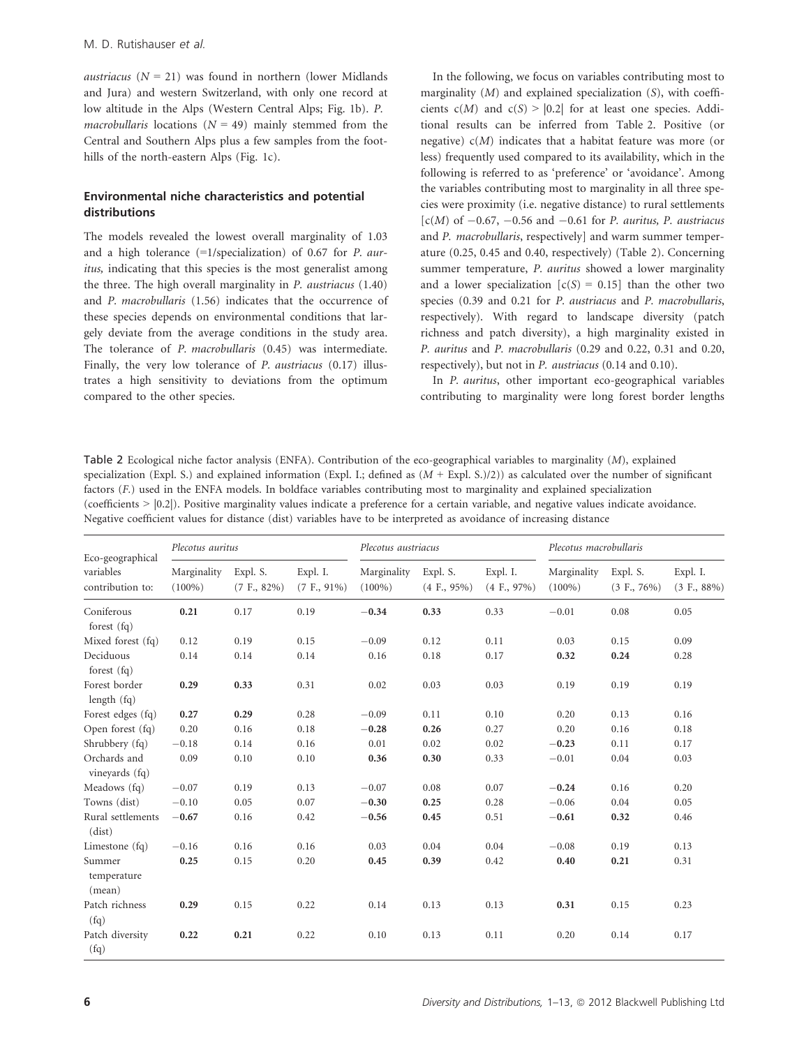*austriacus* ($N = 21$) was found in northern (lower Midlands and Jura) and western Switzerland, with only one record at low altitude in the Alps (Western Central Alps; Fig. 1b). *P. macrobullaris* locations ($N = 49$) mainly stemmed from the Central and Southern Alps plus a few samples from the foothills of the north-eastern Alps (Fig. 1c).

## Environmental niche characteristics and potential distributions

The models revealed the lowest overall marginality of 1.03 and a high tolerance (=1/specialization) of 0.67 for *P. auritus,* indicating that this species is the most generalist among the three. The high overall marginality in *P. austriacus* (1.40) and *P. macrobullaris* (1.56) indicates that the occurrence of these species depends on environmental conditions that largely deviate from the average conditions in the study area. The tolerance of *P. macrobullaris* (0.45) was intermediate. Finally, the very low tolerance of *P. austriacus* (0.17) illustrates a high sensitivity to deviations from the optimum compared to the other species.

In the following, we focus on variables contributing most to marginality ($M$) and explained specialization ($S$), with coefficients $c(M)$ and $c(S) > |0.2|$ for at least one species. Additional results can be inferred from Table 2. Positive (or negative) $c(M)$ indicates that a habitat feature was more (or less) frequently used compared to its availability, which in the following is referred to as 'preference' or 'avoidance'. Among the variables contributing most to marginality in all three species were proximity (i.e. negative distance) to rural settlements [$c(M)$ of −0.67, −0.56 and −0.61 for *P. auritus, P. austriacus* and *P. macrobullaris*, respectively] and warm summer temperature (0.25, 0.45 and 0.40, respectively) (Table 2). Concerning summer temperature, *P. auritus* showed a lower marginality and a lower specialization [$c(S) = 0.15$] than the other two species (0.39 and 0.21 for *P. austriacus* and *P. macrobullaris*, respectively). With regard to landscape diversity (patch richness and patch diversity), a high marginality existed in *P. auritus* and *P. macrobullaris* (0.29 and 0.22, 0.31 and 0.20, respectively), but not in *P. austriacus* (0.14 and 0.10).

In *P. auritus*, other important eco-geographical variables contributing to marginality were long forest border lengths

Table 2 Ecological niche factor analysis (ENFA). Contribution of the eco-geographical variables to marginality ($M$), explained specialization (Expl. S.) and explained information (Expl. I.; defined as $(M + \text{Expl. S.})/2$)) as calculated over the number of significant factors (F.) used in the ENFA models. In boldface variables contributing most to marginality and explained specialization (coefficients > |0.2|). Positive marginality values indicate a preference for a certain variable, and negative values indicate avoidance. Negative coefficient values for distance (dist) variables have to be interpreted as avoidance of increasing distance

| Eco-geographical variables contribution to: | *Plecotus auritus* | | | *Plecotus austriacus* | | | *Plecotus macrobullaris* | | |
|---|---|---|---|---|---|---|---|---|---|
| | Marginality (100%) | Expl. S. (7 F., 82%) | Expl. I. (7 F., 91%) | Marginality (100%) | Expl. S. (4 F., 95%) | Expl. I. (4 F., 97%) | Marginality (100%) | Expl. S. (3 F., 76%) | Expl. I. (3 F., 88%) |
| Coniferous forest (fq) | **0.21** | 0.17 | 0.19 | **−0.34** | **0.33** | 0.33 | −0.01 | 0.08 | 0.05 |
| Mixed forest (fq) | 0.12 | 0.19 | 0.15 | −0.09 | 0.12 | 0.11 | 0.03 | 0.15 | 0.09 |
| Deciduous forest (fq) | 0.14 | 0.14 | 0.14 | 0.16 | 0.18 | 0.17 | **0.32** | **0.24** | 0.28 |
| Forest border length (fq) | **0.29** | **0.33** | 0.31 | 0.02 | 0.03 | 0.03 | 0.19 | 0.19 | 0.19 |
| Forest edges (fq) | **0.27** | **0.29** | 0.28 | −0.09 | 0.11 | 0.10 | 0.20 | 0.13 | 0.16 |
| Open forest (fq) | 0.20 | 0.16 | 0.18 | **−0.28** | **0.26** | 0.27 | 0.20 | 0.16 | 0.18 |
| Shrubbery (fq) | −0.18 | 0.14 | 0.16 | 0.01 | 0.02 | 0.02 | **−0.23** | 0.11 | 0.17 |
| Orchards and vineyards (fq) | 0.09 | 0.10 | 0.10 | **0.36** | **0.30** | 0.33 | −0.01 | 0.04 | 0.03 |
| Meadows (fq) | −0.07 | 0.19 | 0.13 | −0.07 | 0.08 | 0.07 | **−0.24** | 0.16 | 0.20 |
| Towns (dist) | −0.10 | 0.05 | 0.07 | **−0.30** | **0.25** | 0.28 | −0.06 | 0.04 | 0.05 |
| Rural settlements (dist) | **−0.67** | 0.16 | 0.42 | **−0.56** | **0.45** | 0.51 | **−0.61** | **0.32** | 0.46 |
| Limestone (fq) | −0.16 | 0.16 | 0.16 | 0.03 | 0.04 | 0.04 | −0.08 | 0.19 | 0.13 |
| Summer temperature (mean) | **0.25** | 0.15 | 0.20 | **0.45** | **0.39** | 0.42 | **0.40** | **0.21** | 0.31 |
| Patch richness (fq) | **0.29** | 0.15 | 0.22 | 0.14 | 0.13 | 0.13 | **0.31** | 0.15 | 0.23 |
| Patch diversity (fq) | **0.22** | **0.21** | 0.22 | 0.10 | 0.13 | 0.11 | 0.20 | 0.14 | 0.17 |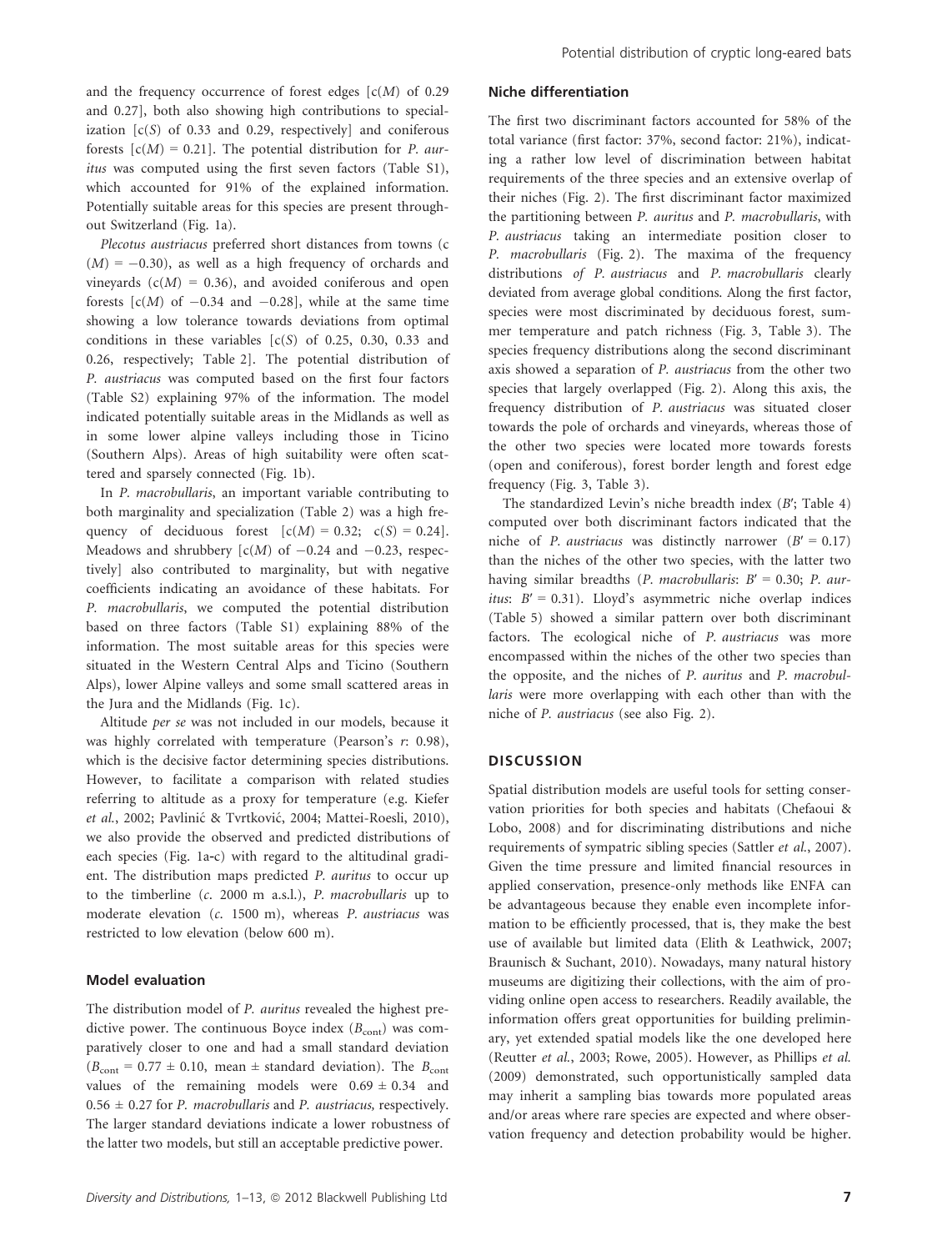and the frequency occurrence of forest edges [c($M$) of 0.29 and 0.27], both also showing high contributions to specialization [c($S$) of 0.33 and 0.29, respectively] and coniferous forests [c($M$) = 0.21]. The potential distribution for *P. auritus* was computed using the first seven factors (Table S1), which accounted for 91% of the explained information. Potentially suitable areas for this species are present throughout Switzerland (Fig. 1a).

*Plecotus austriacus* preferred short distances from towns (c ($M$) = −0.30), as well as a high frequency of orchards and vineyards (c($M$) = 0.36), and avoided coniferous and open forests [c($M$) of −0.34 and −0.28], while at the same time showing a low tolerance towards deviations from optimal conditions in these variables [c($S$) of 0.25, 0.30, 0.33 and 0.26, respectively; Table 2]. The potential distribution of *P. austriacus* was computed based on the first four factors (Table S2) explaining 97% of the information. The model indicated potentially suitable areas in the Midlands as well as in some lower alpine valleys including those in Ticino (Southern Alps). Areas of high suitability were often scattered and sparsely connected (Fig. 1b).

In *P. macrobullaris*, an important variable contributing to both marginality and specialization (Table 2) was a high frequency of deciduous forest [c($M$) = 0.32; c($S$) = 0.24]. Meadows and shrubbery [c($M$) of −0.24 and −0.23, respectively] also contributed to marginality, but with negative coefficients indicating an avoidance of these habitats. For *P. macrobullaris*, we computed the potential distribution based on three factors (Table S1) explaining 88% of the information. The most suitable areas for this species were situated in the Western Central Alps and Ticino (Southern Alps), lower Alpine valleys and some small scattered areas in the Jura and the Midlands (Fig. 1c).

Altitude *per se* was not included in our models, because it was highly correlated with temperature (Pearson's $r$: 0.98), which is the decisive factor determining species distributions. However, to facilitate a comparison with related studies referring to altitude as a proxy for temperature (e.g. Kiefer *et al.*, 2002; Pavlinić & Tvrtković, 2004; Mattei-Roesli, 2010), we also provide the observed and predicted distributions of each species (Fig. 1a-c) with regard to the altitudinal gradient. The distribution maps predicted *P. auritus* to occur up to the timberline (*c.* 2000 m a.s.l.), *P. macrobullaris* up to moderate elevation (*c.* 1500 m), whereas *P. austriacus* was restricted to low elevation (below 600 m).

### Model evaluation

The distribution model of *P. auritus* revealed the highest predictive power. The continuous Boyce index ($B_{cont}$) was comparatively closer to one and had a small standard deviation ($B_{cont}$ = 0.77 ± 0.10, mean ± standard deviation). The $B_{cont}$ values of the remaining models were 0.69 ± 0.34 and 0.56 ± 0.27 for *P. macrobullaris* and *P. austriacus,* respectively. The larger standard deviations indicate a lower robustness of the latter two models, but still an acceptable predictive power.

### Niche differentiation

The first two discriminant factors accounted for 58% of the total variance (first factor: 37%, second factor: 21%), indicating a rather low level of discrimination between habitat requirements of the three species and an extensive overlap of their niches (Fig. 2). The first discriminant factor maximized the partitioning between *P. auritus* and *P. macrobullaris*, with *P. austriacus* taking an intermediate position closer to *P. macrobullaris* (Fig. 2). The maxima of the frequency distributions *of P. austriacus* and *P. macrobullaris* clearly deviated from average global conditions. Along the first factor, species were most discriminated by deciduous forest, summer temperature and patch richness (Fig. 3, Table 3). The species frequency distributions along the second discriminant axis showed a separation of *P. austriacus* from the other two species that largely overlapped (Fig. 2). Along this axis, the frequency distribution of *P. austriacus* was situated closer towards the pole of orchards and vineyards, whereas those of the other two species were located more towards forests (open and coniferous), forest border length and forest edge frequency (Fig. 3, Table 3).

The standardized Levin's niche breadth index ($B'$; Table 4) computed over both discriminant factors indicated that the niche of *P. austriacus* was distinctly narrower ($B'$ = 0.17) than the niches of the other two species, with the latter two having similar breadths (*P. macrobullaris*: $B'$ = 0.30; *P. auritus*: $B'$ = 0.31). Lloyd's asymmetric niche overlap indices (Table 5) showed a similar pattern over both discriminant factors. The ecological niche of *P. austriacus* was more encompassed within the niches of the other two species than the opposite, and the niches of *P. auritus* and *P. macrobullaris* were more overlapping with each other than with the niche of *P. austriacus* (see also Fig. 2).

## DISCUSSION

Spatial distribution models are useful tools for setting conservation priorities for both species and habitats (Chefaoui & Lobo, 2008) and for discriminating distributions and niche requirements of sympatric sibling species (Sattler *et al.*, 2007). Given the time pressure and limited financial resources in applied conservation, presence-only methods like ENFA can be advantageous because they enable even incomplete information to be efficiently processed, that is, they make the best use of available but limited data (Elith & Leathwick, 2007; Braunisch & Suchant, 2010). Nowadays, many natural history museums are digitizing their collections, with the aim of providing online open access to researchers. Readily available, the information offers great opportunities for building preliminary, yet extended spatial models like the one developed here (Reutter *et al.*, 2003; Rowe, 2005). However, as Phillips *et al.* (2009) demonstrated, such opportunistically sampled data may inherit a sampling bias towards more populated areas and/or areas where rare species are expected and where observation frequency and detection probability would be higher.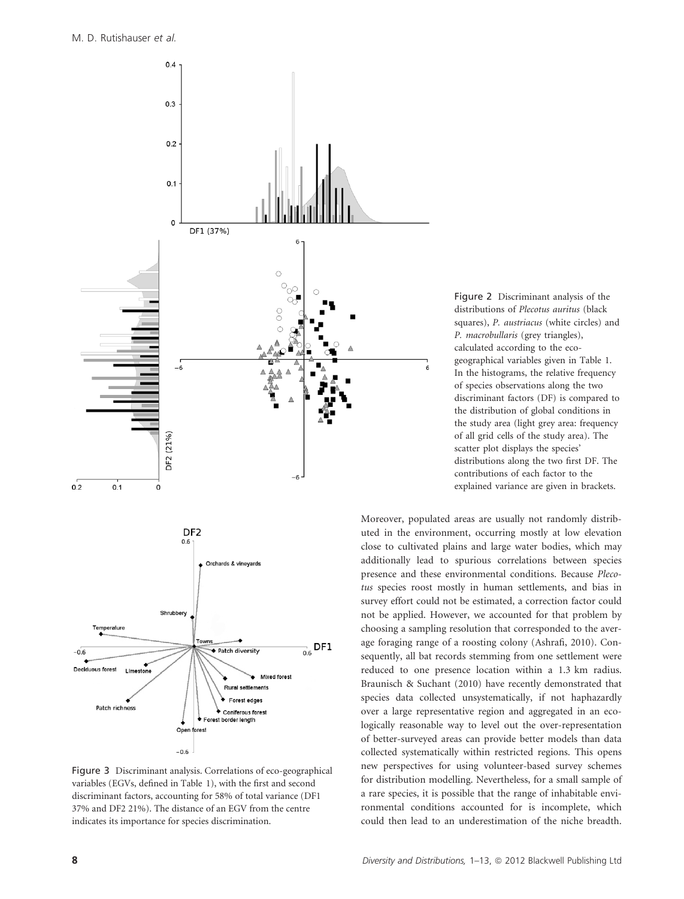Figure 2 Discriminant analysis of the distributions of *Plecotus auritus* (black squares), *P. austriacus* (white circles) and *P. macrobullaris* (grey triangles), calculated according to the eco-geographical variables given in Table 1. In the histograms, the relative frequency of species observations along the two discriminant factors (DF) is compared to the distribution of global conditions in the study area (light grey area: frequency of all grid cells of the study area). The scatter plot displays the species' distributions along the two first DF. The contributions of each factor to the explained variance are given in brackets.

Figure 3 Discriminant analysis. Correlations of eco-geographical variables (EGVs, defined in Table 1), with the first and second discriminant factors, accounting for 58% of total variance (DF1 37% and DF2 21%). The distance of an EGV from the centre indicates its importance for species discrimination.

Moreover, populated areas are usually not randomly distributed in the environment, occurring mostly at low elevation close to cultivated plains and large water bodies, which may additionally lead to spurious correlations between species presence and these environmental conditions. Because *Plecotus* species roost mostly in human settlements, and bias in survey effort could not be estimated, a correction factor could not be applied. However, we accounted for that problem by choosing a sampling resolution that corresponded to the average foraging range of a roosting colony (Ashrafi, 2010). Consequently, all bat records stemming from one settlement were reduced to one presence location within a 1.3 km radius. Braunisch & Suchant (2010) have recently demonstrated that species data collected unsystematically, if not haphazardly over a large representative region and aggregated in an ecologically reasonable way to level out the over-representation of better-surveyed areas can provide better models than data collected systematically within restricted regions. This opens new perspectives for using volunteer-based survey schemes for distribution modelling. Nevertheless, for a small sample of a rare species, it is possible that the range of inhabitable environmental conditions accounted for is incomplete, which could then lead to an underestimation of the niche breadth.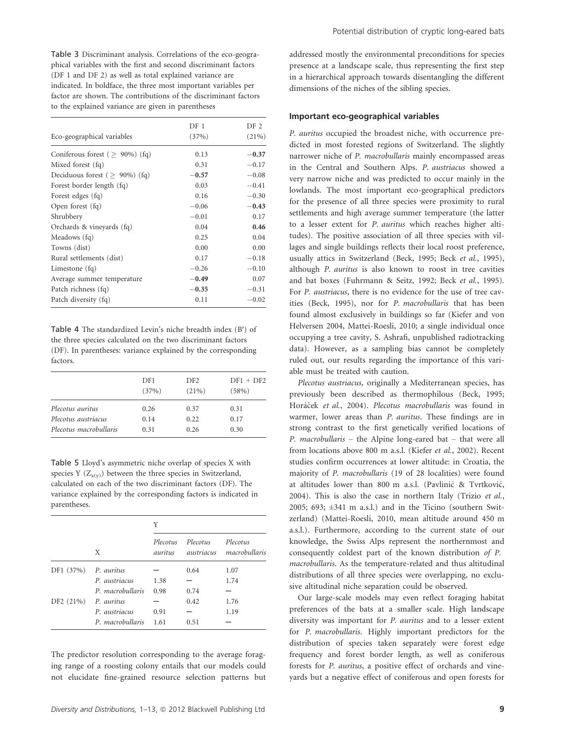Table 3 Discriminant analysis. Correlations of the eco-geographical variables with the first and second discriminant factors (DF 1 and DF 2) as well as total explained variance are indicated. In boldface, the three most important variables per factor are shown. The contributions of the discriminant factors to the explained variance are given in parentheses

| Eco-geographical variables | DF 1 (37%) | DF 2 (21%) |
|---|---|---|
| Coniferous forest ($\geq$ 90%) (fq) | 0.13 | **−0.37** |
| Mixed forest (fq) | 0.31 | −0.17 |
| Deciduous forest ($\geq$ 90%) (fq) | **−0.57** | −0.08 |
| Forest border length (fq) | 0.03 | −0.41 |
| Forest edges (fq) | 0.16 | −0.30 |
| Open forest (fq) | −0.06 | **−0.43** |
| Shrubbery | −0.01 | 0.17 |
| Orchards & vineyards (fq) | 0.04 | **0.46** |
| Meadows (fq) | 0.25 | 0.04 |
| Towns (dist) | 0.00 | 0.00 |
| Rural settlements (dist) | 0.17 | −0.18 |
| Limestone (fq) | −0.26 | −0.10 |
| Average summer temperature | **−0.49** | 0.07 |
| Patch richness (fq) | **−0.35** | −0.31 |
| Patch diversity (fq) | 0.11 | −0.02 |

Table 4 The standardized Levin's niche breadth index (B′) of the three species calculated on the two discriminant factors (DF). In parentheses: variance explained by the corresponding factors.

| | DF1 (37%) | DF2 (21%) | DF1 + DF2 (58%) |
|---|---|---|---|
| *Plecotus auritus* | 0.26 | 0.37 | 0.31 |
| *Plecotus austriacus* | 0.14 | 0.22 | 0.17 |
| *Plecotus macrobullaris* | 0.31 | 0.26 | 0.30 |

Table 5 Lloyd's asymmetric niche overlap of species X with species Y ($Z_{x(y)}$) between the three species in Switzerland, calculated on each of the two discriminant factors (DF). The variance explained by the corresponding factors is indicated in parentheses.

| | | Y | | |
|---|---|---|---|---|
| | X | *Plecotus auritus* | *Plecotus austriacus* | *Plecotus macrobullaris* |
| DF1 (37%) | *P. auritus* | — | 0.64 | 1.07 |
| | *P. austriacus* | 1.38 | — | 1.74 |
| | *P. macrobullaris* | 0.98 | 0.74 | — |
| DF2 (21%) | *P. auritus* | — | 0.42 | 1.76 |
| | *P. austriacus* | 0.91 | — | 1.19 |
| | *P. macrobullaris* | 1.61 | 0.51 | — |

The predictor resolution corresponding to the average foraging range of a roosting colony entails that our models could not elucidate fine-grained resource selection patterns but addressed mostly the environmental preconditions for species presence at a landscape scale, thus representing the first step in a hierarchical approach towards disentangling the different dimensions of the niches of the sibling species.

### Important eco-geographical variables

*P. auritus* occupied the broadest niche, with occurrence predicted in most forested regions of Switzerland. The slightly narrower niche of *P. macrobullaris* mainly encompassed areas in the Central and Southern Alps. *P. austriacus* showed a very narrow niche and was predicted to occur mainly in the lowlands. The most important eco-geographical predictors for the presence of all three species were proximity to rural settlements and high average summer temperature (the latter to a lesser extent for *P. auritus* which reaches higher altitudes). The positive association of all three species with villages and single buildings reflects their local roost preference, usually attics in Switzerland (Beck, 1995; Beck *et al.*, 1995), although *P. auritus* is also known to roost in tree cavities and bat boxes (Fuhrmann & Seitz, 1992; Beck *et al.*, 1995). For *P. austriacus*, there is no evidence for the use of tree cavities (Beck, 1995), nor for *P. macrobullaris* that has been found almost exclusively in buildings so far (Kiefer and von Helversen 2004, Mattei-Roesli, 2010; a single individual once occupying a tree cavity, S. Ashrafi, unpublished radiotracking data). However, as a sampling bias cannot be completely ruled out, our results regarding the importance of this variable must be treated with caution.

*Plecotus austriacus*, originally a Mediterranean species, has previously been described as thermophilous (Beck, 1995; Horáček *et al.*, 2004). *Plecotus macrobullaris* was found in warmer, lower areas than *P. auritus*. These findings are in strong contrast to the first genetically verified locations of *P. macrobullaris* – the Alpine long-eared bat – that were all from locations above 800 m a.s.l. (Kiefer *et al.*, 2002). Recent studies confirm occurrences at lower altitude: in Croatia, the majority of *P. macrobullaris* (19 of 28 localities) were found at altitudes lower than 800 m a.s.l. (Pavlinić & Tvrtković, 2004). This is also the case in northern Italy (Trizio *et al.*, 2005; 693; ±341 m a.s.l.) and in the Ticino (southern Switzerland) (Mattei-Roesli, 2010, mean altitude around 450 m a.s.l.). Furthermore, according to the current state of our knowledge, the Swiss Alps represent the northernmost and consequently coldest part of the known distribution *of P. macrobullaris*. As the temperature-related and thus altitudinal distributions of all three species were overlapping, no exclusive altitudinal niche separation could be observed.

Our large-scale models may even reflect foraging habitat preferences of the bats at a smaller scale. High landscape diversity was important for *P. auritus* and to a lesser extent for *P. macrobullaris*. Highly important predictors for the distribution of species taken separately were forest edge frequency and forest border length, as well as coniferous forests for *P. auritus*, a positive effect of orchards and vineyards but a negative effect of coniferous and open forests for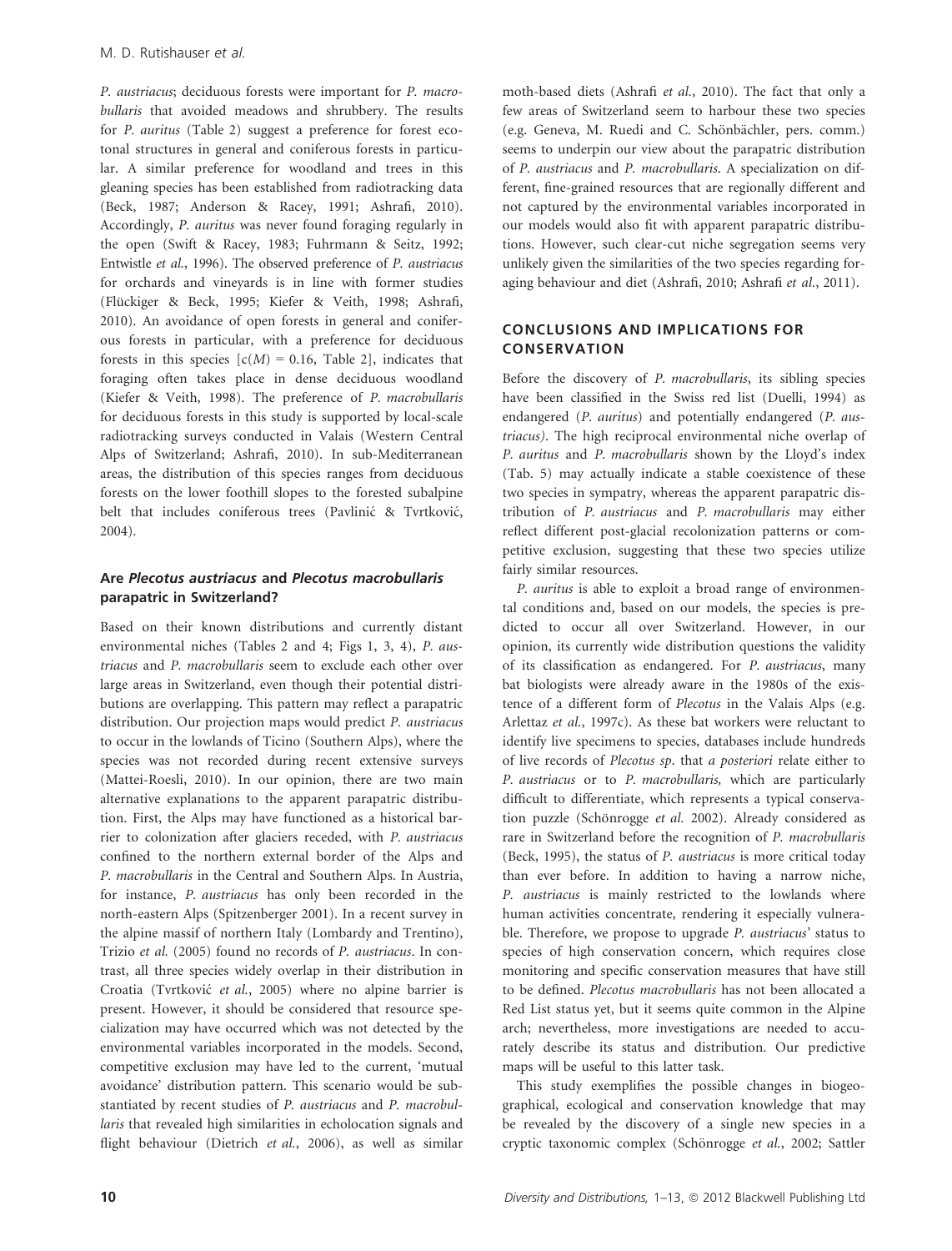*P. austriacus*; deciduous forests were important for *P. macrobullaris* that avoided meadows and shrubbery. The results for *P. auritus* (Table 2) suggest a preference for forest ecotonal structures in general and coniferous forests in particular. A similar preference for woodland and trees in this gleaning species has been established from radiotracking data (Beck, 1987; Anderson & Racey, 1991; Ashrafi, 2010). Accordingly, *P. auritus* was never found foraging regularly in the open (Swift & Racey, 1983; Fuhrmann & Seitz, 1992; Entwistle *et al.*, 1996). The observed preference of *P. austriacus* for orchards and vineyards is in line with former studies (Flückiger & Beck, 1995; Kiefer & Veith, 1998; Ashrafi, 2010). An avoidance of open forests in general and coniferous forests in particular, with a preference for deciduous forests in this species [$c(M) = 0.16$, Table 2], indicates that foraging often takes place in dense deciduous woodland (Kiefer & Veith, 1998). The preference of *P. macrobullaris* for deciduous forests in this study is supported by local-scale radiotracking surveys conducted in Valais (Western Central Alps of Switzerland; Ashrafi, 2010). In sub-Mediterranean areas, the distribution of this species ranges from deciduous forests on the lower foothill slopes to the forested subalpine belt that includes coniferous trees (Pavlinić & Tvrtković, 2004).

### Are *Plecotus austriacus* and *Plecotus macrobullaris* parapatric in Switzerland?

Based on their known distributions and currently distant environmental niches (Tables 2 and 4; Figs 1, 3, 4), *P. austriacus* and *P. macrobullaris* seem to exclude each other over large areas in Switzerland, even though their potential distributions are overlapping. This pattern may reflect a parapatric distribution. Our projection maps would predict *P. austriacus* to occur in the lowlands of Ticino (Southern Alps), where the species was not recorded during recent extensive surveys (Mattei-Roesli, 2010). In our opinion, there are two main alternative explanations to the apparent parapatric distribution. First, the Alps may have functioned as a historical barrier to colonization after glaciers receded, with *P. austriacus* confined to the northern external border of the Alps and *P. macrobullaris* in the Central and Southern Alps. In Austria, for instance, *P. austriacus* has only been recorded in the north-eastern Alps (Spitzenberger 2001). In a recent survey in the alpine massif of northern Italy (Lombardy and Trentino), Trizio *et al.* (2005) found no records of *P. austriacus*. In contrast, all three species widely overlap in their distribution in Croatia (Tvrtković *et al.*, 2005) where no alpine barrier is present. However, it should be considered that resource specialization may have occurred which was not detected by the environmental variables incorporated in the models. Second, competitive exclusion may have led to the current, 'mutual avoidance' distribution pattern. This scenario would be substantiated by recent studies of *P. austriacus* and *P. macrobullaris* that revealed high similarities in echolocation signals and flight behaviour (Dietrich *et al.*, 2006), as well as similar moth-based diets (Ashrafi *et al.*, 2010). The fact that only a few areas of Switzerland seem to harbour these two species (e.g. Geneva, M. Ruedi and C. Schönbächler, pers. comm.) seems to underpin our view about the parapatric distribution of *P. austriacus* and *P. macrobullaris*. A specialization on different, fine-grained resources that are regionally different and not captured by the environmental variables incorporated in our models would also fit with apparent parapatric distributions. However, such clear-cut niche segregation seems very unlikely given the similarities of the two species regarding foraging behaviour and diet (Ashrafi, 2010; Ashrafi *et al.*, 2011).

## CONCLUSIONS AND IMPLICATIONS FOR CONSERVATION

Before the discovery of *P. macrobullaris*, its sibling species have been classified in the Swiss red list (Duelli, 1994) as endangered (*P. auritus*) and potentially endangered (*P. austriacus*). The high reciprocal environmental niche overlap of *P. auritus* and *P. macrobullaris* shown by the Lloyd's index (Tab. 5) may actually indicate a stable coexistence of these two species in sympatry, whereas the apparent parapatric distribution of *P. austriacus* and *P. macrobullaris* may either reflect different post-glacial recolonization patterns or competitive exclusion, suggesting that these two species utilize fairly similar resources.

*P. auritus* is able to exploit a broad range of environmental conditions and, based on our models, the species is predicted to occur all over Switzerland. However, in our opinion, its currently wide distribution questions the validity of its classification as endangered. For *P. austriacus*, many bat biologists were already aware in the 1980s of the existence of a different form of *Plecotus* in the Valais Alps (e.g. Arlettaz *et al.*, 1997c). As these bat workers were reluctant to identify live specimens to species, databases include hundreds of live records of *Plecotus sp*. that *a posteriori* relate either to *P. austriacus* or to *P. macrobullaris,* which are particularly difficult to differentiate, which represents a typical conservation puzzle (Schönrogge *et al.* 2002). Already considered as rare in Switzerland before the recognition of *P. macrobullaris* (Beck, 1995), the status of *P. austriacus* is more critical today than ever before. In addition to having a narrow niche, *P. austriacus* is mainly restricted to the lowlands where human activities concentrate, rendering it especially vulnerable. Therefore, we propose to upgrade *P. austriacus*' status to species of high conservation concern, which requires close monitoring and specific conservation measures that have still to be defined. *Plecotus macrobullaris* has not been allocated a Red List status yet, but it seems quite common in the Alpine arch; nevertheless, more investigations are needed to accurately describe its status and distribution. Our predictive maps will be useful to this latter task.

This study exemplifies the possible changes in biogeographical, ecological and conservation knowledge that may be revealed by the discovery of a single new species in a cryptic taxonomic complex (Schönrogge *et al.*, 2002; Sattler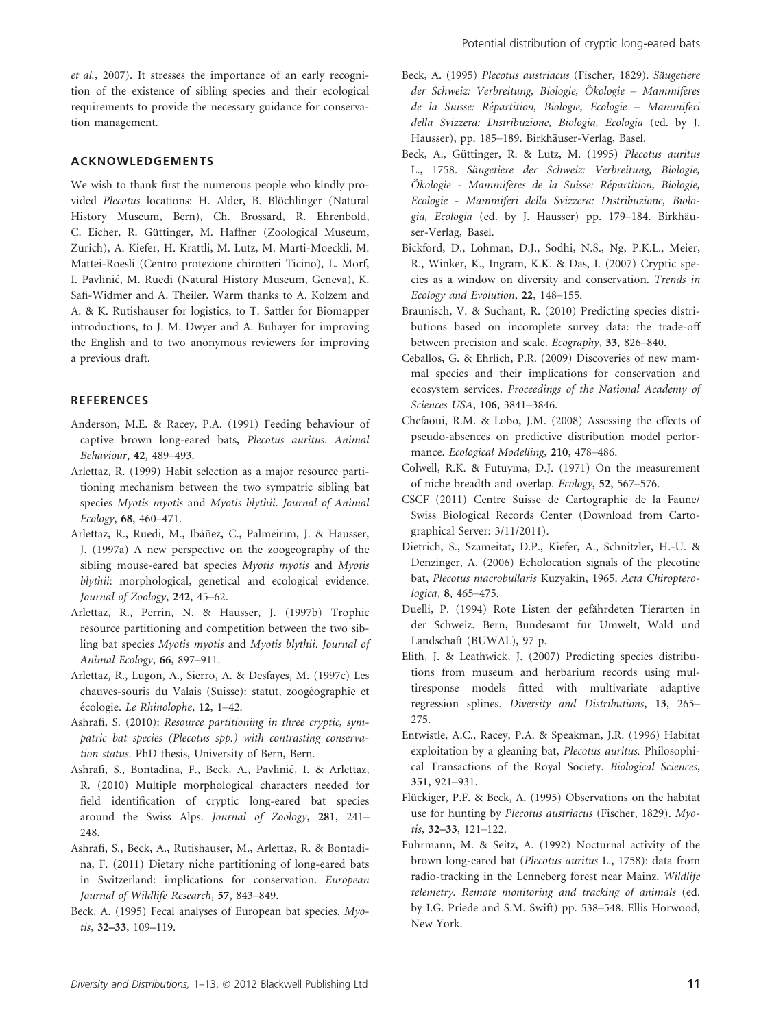et al., 2007). It stresses the importance of an early recognition of the existence of sibling species and their ecological requirements to provide the necessary guidance for conservation management.

## ACKNOWLEDGEMENTS

We wish to thank first the numerous people who kindly provided *Plecotus* locations: H. Alder, B. Blöchlinger (Natural History Museum, Bern), Ch. Brossard, R. Ehrenbold, C. Eicher, R. Güttinger, M. Haffner (Zoological Museum, Zürich), A. Kiefer, H. Krättli, M. Lutz, M. Marti-Moeckli, M. Mattei-Roesli (Centro protezione chirotteri Ticino), L. Morf, I. Pavlinić, M. Ruedi (Natural History Museum, Geneva), K. Safi-Widmer and A. Theiler. Warm thanks to A. Kolzem and A. & K. Rutishauser for logistics, to T. Sattler for Biomapper introductions, to J. M. Dwyer and A. Buhayer for improving the English and to two anonymous reviewers for improving a previous draft.

## REFERENCES

Anderson, M.E. & Racey, P.A. (1991) Feeding behaviour of captive brown long-eared bats, *Plecotus auritus*. *Animal Behaviour*, **42**, 489–493.

Arlettaz, R. (1999) Habit selection as a major resource partitioning mechanism between the two sympatric sibling bat species *Myotis myotis* and *Myotis blythii*. *Journal of Animal Ecology*, **68**, 460–471.

Arlettaz, R., Ruedi, M., Ibáñez, C., Palmeirim, J. & Hausser, J. (1997a) A new perspective on the zoogeography of the sibling mouse-eared bat species *Myotis myotis* and *Myotis blythii*: morphological, genetical and ecological evidence. *Journal of Zoology*, **242**, 45–62.

Arlettaz, R., Perrin, N. & Hausser, J. (1997b) Trophic resource partitioning and competition between the two sibling bat species *Myotis myotis* and *Myotis blythii*. *Journal of Animal Ecology*, **66**, 897–911.

Arlettaz, R., Lugon, A., Sierro, A. & Desfayes, M. (1997c) Les chauves-souris du Valais (Suisse): statut, zoogéographie et écologie. *Le Rhinolophe*, **12**, 1–42.

Ashrafi, S. (2010): *Resource partitioning in three cryptic, sympatric bat species (Plecotus spp.) with contrasting conservation status*. PhD thesis, University of Bern, Bern.

Ashrafi, S., Bontadina, F., Beck, A., Pavlinić, I. & Arlettaz, R. (2010) Multiple morphological characters needed for field identification of cryptic long-eared bat species around the Swiss Alps. *Journal of Zoology*, **281**, 241–248.

Ashrafi, S., Beck, A., Rutishauser, M., Arlettaz, R. & Bontadina, F. (2011) Dietary niche partitioning of long-eared bats in Switzerland: implications for conservation. *European Journal of Wildlife Research*, **57**, 843–849.

Beck, A. (1995) Fecal analyses of European bat species. *Myotis*, **32–33**, 109–119.

Beck, A. (1995) *Plecotus austriacus* (Fischer, 1829). *Säugetiere der Schweiz: Verbreitung, Biologie, Ökologie – Mammifères de la Suisse: Répartition, Biologie, Ecologie – Mammiferi della Svizzera: Distribuzione, Biologia, Ecologia* (ed. by J. Hausser), pp. 185–189. Birkhäuser-Verlag, Basel.

Beck, A., Güttinger, R. & Lutz, M. (1995) *Plecotus auritus* L., 1758. *Säugetiere der Schweiz: Verbreitung, Biologie, Ökologie - Mammifères de la Suisse: Répartition, Biologie, Ecologie - Mammiferi della Svizzera: Distribuzione, Biologia, Ecologia* (ed. by J. Hausser) pp. 179–184. Birkhäuser-Verlag, Basel.

Bickford, D., Lohman, D.J., Sodhi, N.S., Ng, P.K.L., Meier, R., Winker, K., Ingram, K.K. & Das, I. (2007) Cryptic species as a window on diversity and conservation. *Trends in Ecology and Evolution*, **22**, 148–155.

Braunisch, V. & Suchant, R. (2010) Predicting species distributions based on incomplete survey data: the trade-off between precision and scale. *Ecography*, **33**, 826–840.

Ceballos, G. & Ehrlich, P.R. (2009) Discoveries of new mammal species and their implications for conservation and ecosystem services. *Proceedings of the National Academy of Sciences USA*, **106**, 3841–3846.

Chefaoui, R.M. & Lobo, J.M. (2008) Assessing the effects of pseudo-absences on predictive distribution model performance. *Ecological Modelling*, **210**, 478–486.

Colwell, R.K. & Futuyma, D.J. (1971) On the measurement of niche breadth and overlap. *Ecology*, **52**, 567–576.

CSCF (2011) Centre Suisse de Cartographie de la Faune/Swiss Biological Records Center (Download from Cartographical Server: 3/11/2011).

Dietrich, S., Szameitat, D.P., Kiefer, A., Schnitzler, H.-U. & Denzinger, A. (2006) Echolocation signals of the plecotine bat, *Plecotus macrobullaris* Kuzyakin, 1965. *Acta Chiropterologica*, **8**, 465–475.

Duelli, P. (1994) Rote Listen der gefährdeten Tierarten in der Schweiz. Bern, Bundesamt für Umwelt, Wald und Landschaft (BUWAL), 97 p.

Elith, J. & Leathwick, J. (2007) Predicting species distributions from museum and herbarium records using multiresponse models fitted with multivariate adaptive regression splines. *Diversity and Distributions*, **13**, 265–275.

Entwistle, A.C., Racey, P.A. & Speakman, J.R. (1996) Habitat exploitation by a gleaning bat, *Plecotus auritus.* Philosophical Transactions of the Royal Society. *Biological Sciences*, **351**, 921–931.

Flückiger, P.F. & Beck, A. (1995) Observations on the habitat use for hunting by *Plecotus austriacus* (Fischer, 1829). *Myotis*, **32–33**, 121–122.

Fuhrmann, M. & Seitz, A. (1992) Nocturnal activity of the brown long-eared bat (*Plecotus auritus* L., 1758): data from radio-tracking in the Lenneberg forest near Mainz. *Wildlife telemetry. Remote monitoring and tracking of animals* (ed. by I.G. Priede and S.M. Swift) pp. 538–548. Ellis Horwood, New York.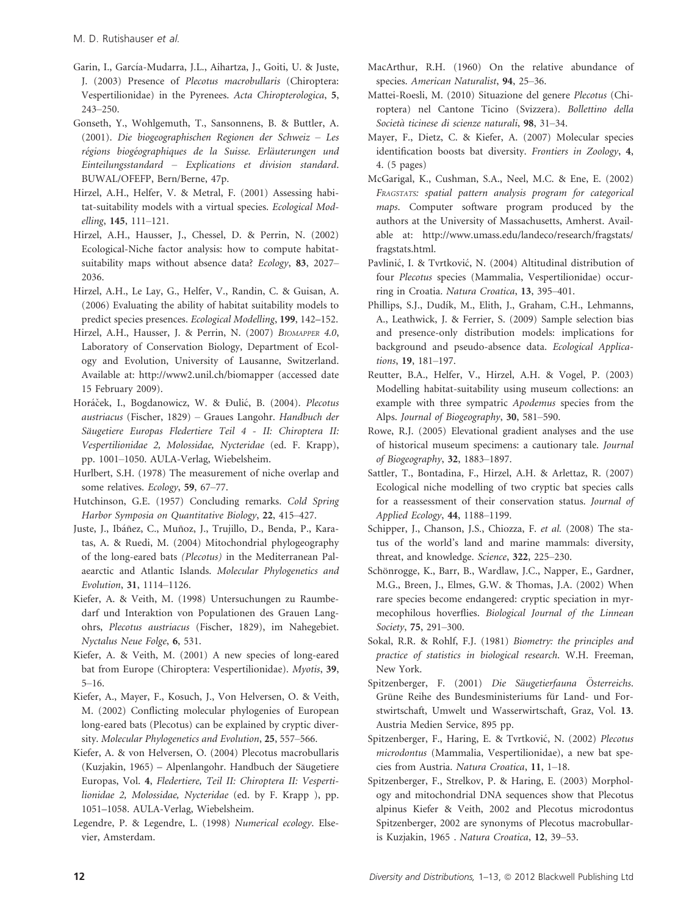Garin, I., García-Mudarra, J.L., Aihartza, J., Goiti, U. & Juste, J. (2003) Presence of *Plecotus macrobullaris* (Chiroptera: Vespertilionidae) in the Pyrenees. *Acta Chiropterologica*, **5**, 243–250.

Gonseth, Y., Wohlgemuth, T., Sansonnens, B. & Buttler, A. (2001). *Die biogeographischen Regionen der Schweiz – Les régions biogéographiques de la Suisse. Erläuterungen und Einteilungsstandard – Explications et division standard*. BUWAL/OFEFP, Bern/Berne, 47p.

Hirzel, A.H., Helfer, V. & Metral, F. (2001) Assessing habitat-suitability models with a virtual species. *Ecological Modelling*, **145**, 111–121.

Hirzel, A.H., Hausser, J., Chessel, D. & Perrin, N. (2002) Ecological-Niche factor analysis: how to compute habitat-suitability maps without absence data? *Ecology*, **83**, 2027–2036.

Hirzel, A.H., Le Lay, G., Helfer, V., Randin, C. & Guisan, A. (2006) Evaluating the ability of habitat suitability models to predict species presences. *Ecological Modelling*, **199**, 142–152.

Hirzel, A.H., Hausser, J. & Perrin, N. (2007) *Biomapper 4.0*, Laboratory of Conservation Biology, Department of Ecology and Evolution, University of Lausanne, Switzerland. Available at: http://www2.unil.ch/biomapper (accessed date 15 February 2009).

Horáček, I., Bogdanowicz, W. & Đulić, B. (2004). *Plecotus austriacus* (Fischer, 1829) – Graues Langohr. *Handbuch der Säugetiere Europas Fledertiere Teil 4 - II: Chiroptera II: Vespertilionidae 2, Molossidae, Nycteridae* (ed. F. Krapp), pp. 1001–1050. AULA-Verlag, Wiebelsheim.

Hurlbert, S.H. (1978) The measurement of niche overlap and some relatives. *Ecology*, **59**, 67–77.

Hutchinson, G.E. (1957) Concluding remarks. *Cold Spring Harbor Symposia on Quantitative Biology*, **22**, 415–427.

Juste, J., Ibáñez, C., Muñoz, J., Trujillo, D., Benda, P., Karatas, A. & Ruedi, M. (2004) Mitochondrial phylogeography of the long-eared bats *(Plecotus)* in the Mediterranean Palaearctic and Atlantic Islands. *Molecular Phylogenetics and Evolution*, **31**, 1114–1126.

Kiefer, A. & Veith, M. (1998) Untersuchungen zu Raumbedarf und Interaktion von Populationen des Grauen Langohrs, *Plecotus austriacus* (Fischer, 1829), im Nahegebiet. *Nyctalus Neue Folge*, **6**, 531.

Kiefer, A. & Veith, M. (2001) A new species of long-eared bat from Europe (Chiroptera: Vespertilionidae). *Myotis*, **39**, 5–16.

Kiefer, A., Mayer, F., Kosuch, J., Von Helversen, O. & Veith, M. (2002) Conflicting molecular phylogenies of European long-eared bats (Plecotus) can be explained by cryptic diversity. *Molecular Phylogenetics and Evolution*, **25**, 557–566.

Kiefer, A. & von Helversen, O. (2004) Plecotus macrobullaris (Kuzjakin, 1965) – Alpenlangohr. Handbuch der Säugetiere Europas, Vol. **4**, *Fledertiere, Teil II: Chiroptera II: Vespertilionidae 2, Molossidae, Nycteridae* (ed. by F. Krapp ), pp. 1051–1058. AULA-Verlag, Wiebelsheim.

Legendre, P. & Legendre, L. (1998) Numerical ecology. Elsevier, Amsterdam.

MacArthur, R.H. (1960) On the relative abundance of species. *American Naturalist*, **94**, 25–36.

Mattei-Roesli, M. (2010) Situazione del genere *Plecotus* (Chiroptera) nel Cantone Ticino (Svizzera). *Bollettino della Società ticinese di scienze naturali*, **98**, 31–34.

Mayer, F., Dietz, C. & Kiefer, A. (2007) Molecular species identification boosts bat diversity. *Frontiers in Zoology*, **4**, 4. (5 pages)

McGarigal, K., Cushman, S.A., Neel, M.C. & Ene, E. (2002) *Fragstats: spatial pattern analysis program for categorical maps*. Computer software program produced by the authors at the University of Massachusetts, Amherst. Available at: http://www.umass.edu/landeco/research/fragstats/fragstats.html.

Pavlinić, I. & Tvrtković, N. (2004) Altitudinal distribution of four *Plecotus* species (Mammalia, Vespertilionidae) occurring in Croatia. *Natura Croatica*, **13**, 395–401.

Phillips, S.J., Dudík, M., Elith, J., Graham, C.H., Lehmanns, A., Leathwick, J. & Ferrier, S. (2009) Sample selection bias and presence-only distribution models: implications for background and pseudo-absence data. *Ecological Applications*, **19**, 181–197.

Reutter, B.A., Helfer, V., Hirzel, A.H. & Vogel, P. (2003) Modelling habitat-suitability using museum collections: an example with three sympatric *Apodemus* species from the Alps. *Journal of Biogeography*, **30**, 581–590.

Rowe, R.J. (2005) Elevational gradient analyses and the use of historical museum specimens: a cautionary tale. *Journal of Biogeography*, **32**, 1883–1897.

Sattler, T., Bontadina, F., Hirzel, A.H. & Arlettaz, R. (2007) Ecological niche modelling of two cryptic bat species calls for a reassessment of their conservation status. *Journal of Applied Ecology*, **44**, 1188–1199.

Schipper, J., Chanson, J.S., Chiozza, F. *et al.* (2008) The status of the world's land and marine mammals: diversity, threat, and knowledge. *Science*, **322**, 225–230.

Schönrogge, K., Barr, B., Wardlaw, J.C., Napper, E., Gardner, M.G., Breen, J., Elmes, G.W. & Thomas, J.A. (2002) When rare species become endangered: cryptic speciation in myrmecophilous hoverflies. *Biological Journal of the Linnean Society*, **75**, 291–300.

Sokal, R.R. & Rohlf, F.J. (1981) *Biometry: the principles and practice of statistics in biological research*. W.H. Freeman, New York.

Spitzenberger, F. (2001) *Die Säugetierfauna Österreichs*. Grüne Reihe des Bundesministeriums für Land- und Forstwirtschaft, Umwelt und Wasserwirtschaft, Graz, Vol. **13**. Austria Medien Service, 895 pp.

Spitzenberger, F., Haring, E. & Tvrtković, N. (2002) *Plecotus microdontus* (Mammalia, Vespertilionidae), a new bat species from Austria. *Natura Croatica*, **11**, 1–18.

Spitzenberger, F., Strelkov, P. & Haring, E. (2003) Morphology and mitochondrial DNA sequences show that Plecotus alpinus Kiefer & Veith, 2002 and Plecotus microdontus Spitzenberger, 2002 are synonyms of Plecotus macrobullaris Kuzjakin, 1965 . *Natura Croatica*, **12**, 39–53.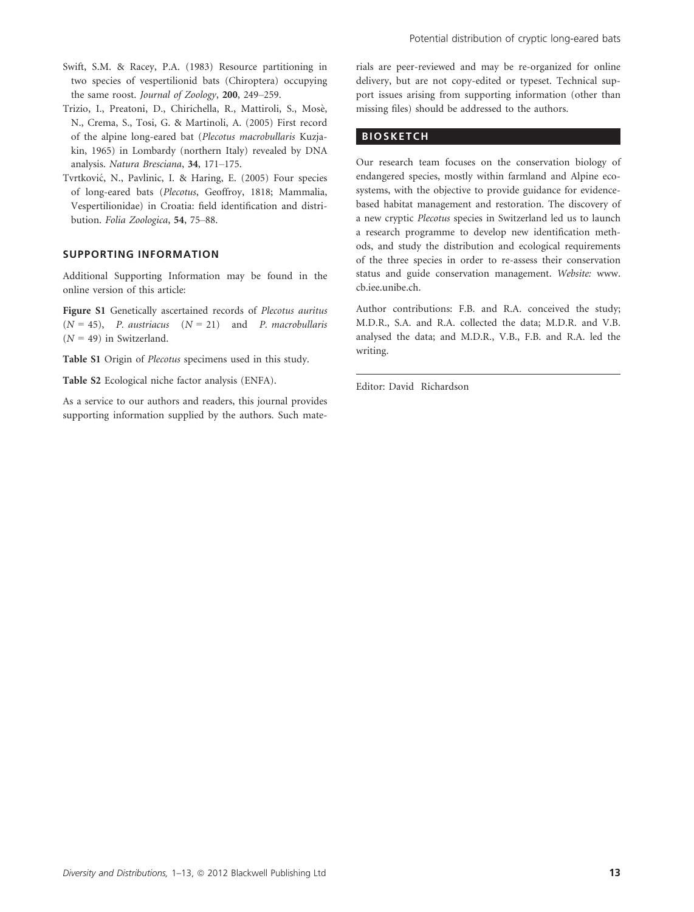Swift, S.M. & Racey, P.A. (1983) Resource partitioning in two species of vespertilionid bats (Chiroptera) occupying the same roost. *Journal of Zoology*, **200**, 249–259.

Trizio, I., Preatoni, D., Chirichella, R., Mattiroli, S., Mosè, N., Crema, S., Tosi, G. & Martinoli, A. (2005) First record of the alpine long-eared bat (*Plecotus macrobullaris* Kuzjakin, 1965) in Lombardy (northern Italy) revealed by DNA analysis. *Natura Bresciana*, **34**, 171–175.

Tvrtković, N., Pavlinic, I. & Haring, E. (2005) Four species of long-eared bats (*Plecotus*, Geoffroy, 1818; Mammalia, Vespertilionidae) in Croatia: field identification and distribution. *Folia Zoologica*, **54**, 75–88.

## SUPPORTING INFORMATION

Additional Supporting Information may be found in the online version of this article:

**Figure S1** Genetically ascertained records of *Plecotus auritus* ($N = 45$), *P. austriacus* ($N = 21$) and *P. macrobullaris* ($N = 49$) in Switzerland.

**Table S1** Origin of *Plecotus* specimens used in this study.

**Table S2** Ecological niche factor analysis (ENFA).

As a service to our authors and readers, this journal provides supporting information supplied by the authors. Such materials are peer-reviewed and may be re-organized for online delivery, but are not copy-edited or typeset. Technical support issues arising from supporting information (other than missing files) should be addressed to the authors.

## BIOSKETCH

Our research team focuses on the conservation biology of endangered species, mostly within farmland and Alpine ecosystems, with the objective to provide guidance for evidence-based habitat management and restoration. The discovery of a new cryptic *Plecotus* species in Switzerland led us to launch a research programme to develop new identification methods, and study the distribution and ecological requirements of the three species in order to re-assess their conservation status and guide conservation management. *Website:* www.cb.iee.unibe.ch.

Author contributions: F.B. and R.A. conceived the study; M.D.R., S.A. and R.A. collected the data; M.D.R. and V.B. analysed the data; and M.D.R., V.B., F.B. and R.A. led the writing.

Editor: David Richardson